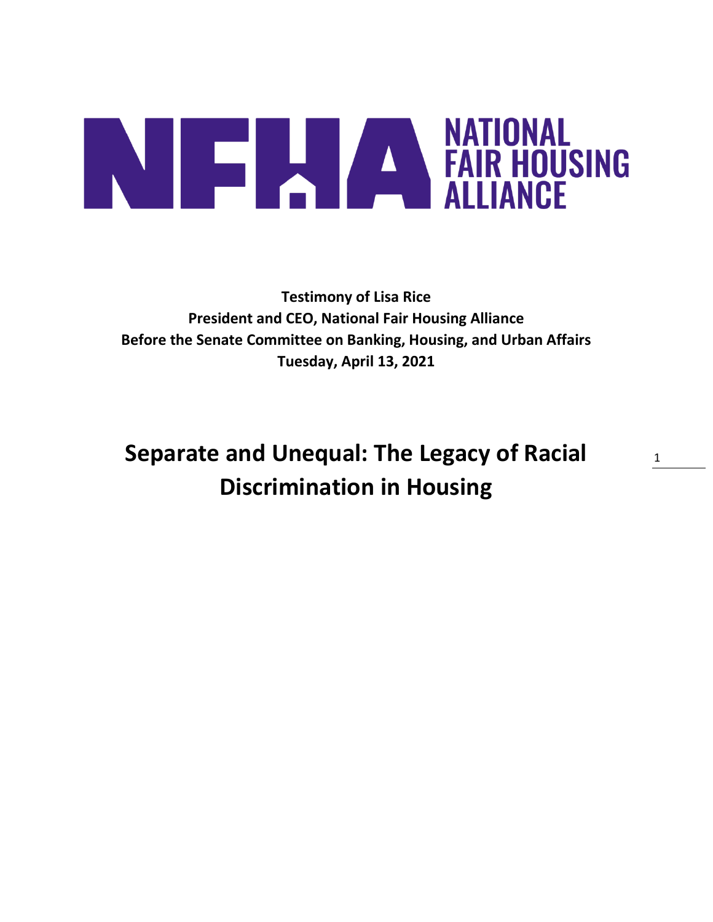**NATIONAL FAIR HOUSING ALLIANCE**

**Testimony of Lisa Rice**
**President and CEO, National Fair Housing Alliance**
**Before the Senate Committee on Banking, Housing, and Urban Affairs**
**Tuesday, April 13, 2021**

# Separate and Unequal: The Legacy of Racial Discrimination in Housing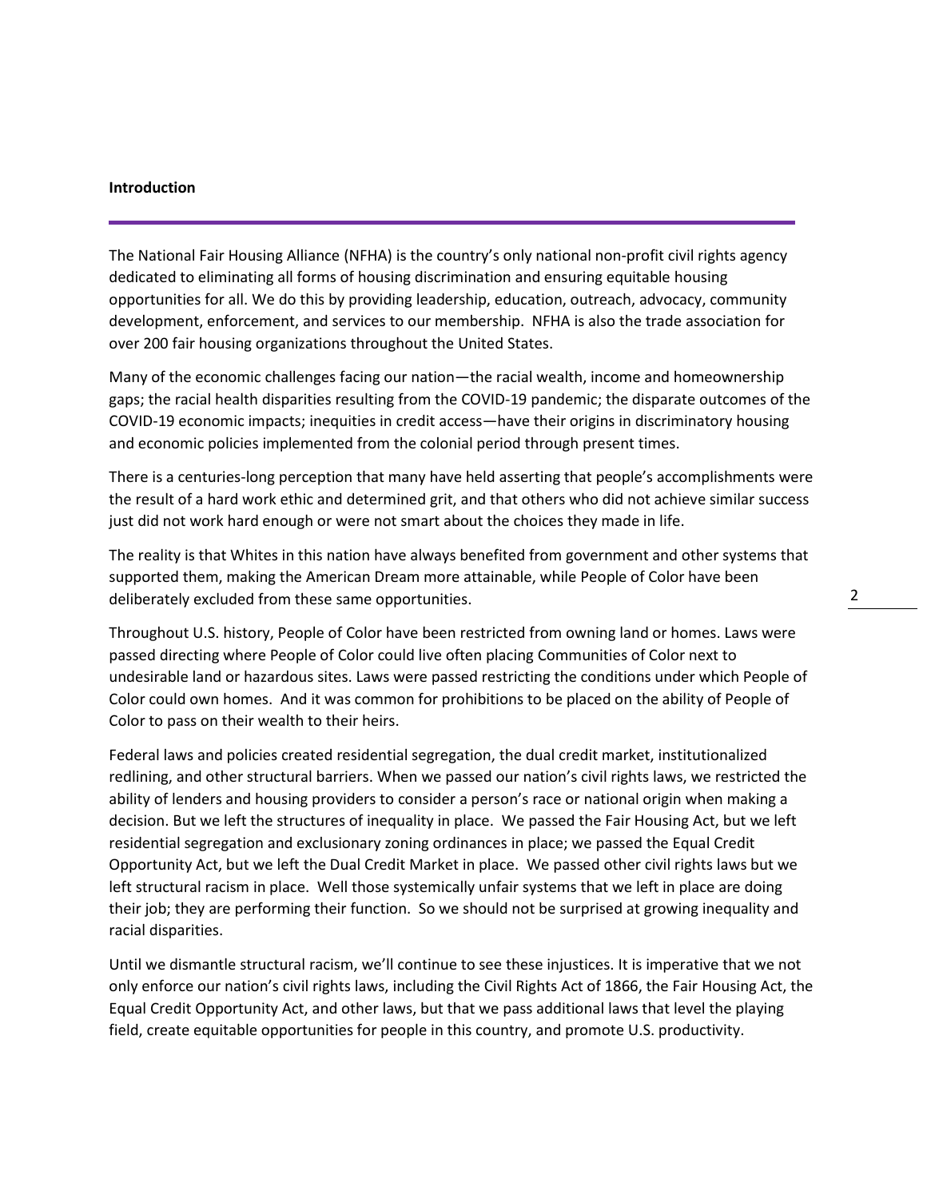**Introduction**

The National Fair Housing Alliance (NFHA) is the country's only national non-profit civil rights agency dedicated to eliminating all forms of housing discrimination and ensuring equitable housing opportunities for all. We do this by providing leadership, education, outreach, advocacy, community development, enforcement, and services to our membership. NFHA is also the trade association for over 200 fair housing organizations throughout the United States.

Many of the economic challenges facing our nation—the racial wealth, income and homeownership gaps; the racial health disparities resulting from the COVID-19 pandemic; the disparate outcomes of the COVID-19 economic impacts; inequities in credit access—have their origins in discriminatory housing and economic policies implemented from the colonial period through present times.

There is a centuries-long perception that many have held asserting that people's accomplishments were the result of a hard work ethic and determined grit, and that others who did not achieve similar success just did not work hard enough or were not smart about the choices they made in life.

The reality is that Whites in this nation have always benefited from government and other systems that supported them, making the American Dream more attainable, while People of Color have been deliberately excluded from these same opportunities.

Throughout U.S. history, People of Color have been restricted from owning land or homes. Laws were passed directing where People of Color could live often placing Communities of Color next to undesirable land or hazardous sites. Laws were passed restricting the conditions under which People of Color could own homes. And it was common for prohibitions to be placed on the ability of People of Color to pass on their wealth to their heirs.

Federal laws and policies created residential segregation, the dual credit market, institutionalized redlining, and other structural barriers. When we passed our nation's civil rights laws, we restricted the ability of lenders and housing providers to consider a person's race or national origin when making a decision. But we left the structures of inequality in place. We passed the Fair Housing Act, but we left residential segregation and exclusionary zoning ordinances in place; we passed the Equal Credit Opportunity Act, but we left the Dual Credit Market in place. We passed other civil rights laws but we left structural racism in place. Well those systemically unfair systems that we left in place are doing their job; they are performing their function. So we should not be surprised at growing inequality and racial disparities.

Until we dismantle structural racism, we'll continue to see these injustices. It is imperative that we not only enforce our nation's civil rights laws, including the Civil Rights Act of 1866, the Fair Housing Act, the Equal Credit Opportunity Act, and other laws, but that we pass additional laws that level the playing field, create equitable opportunities for people in this country, and promote U.S. productivity.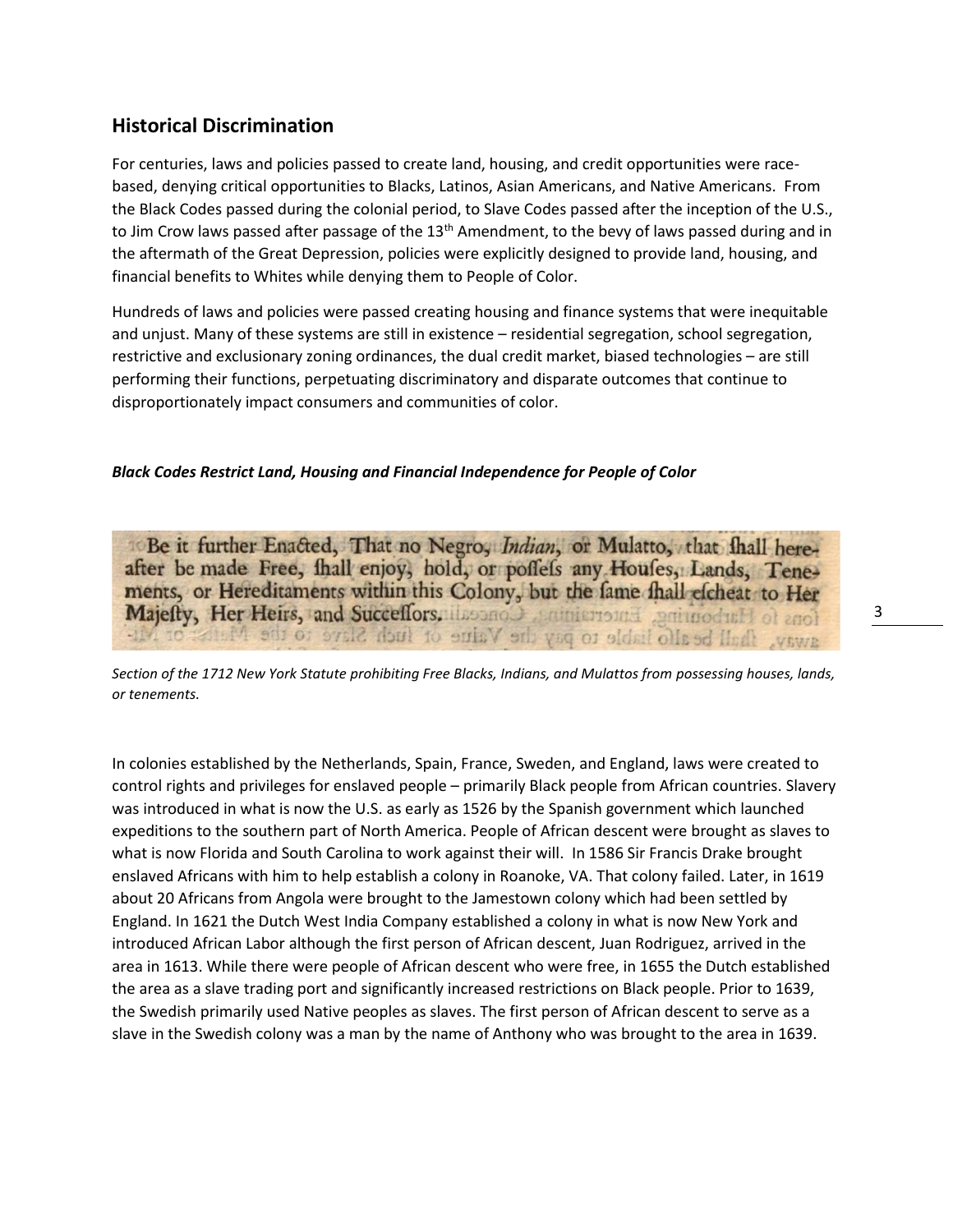## Historical Discrimination

For centuries, laws and policies passed to create land, housing, and credit opportunities were race-based, denying critical opportunities to Blacks, Latinos, Asian Americans, and Native Americans. From the Black Codes passed during the colonial period, to Slave Codes passed after the inception of the U.S., to Jim Crow laws passed after passage of the 13th Amendment, to the bevy of laws passed during and in the aftermath of the Great Depression, policies were explicitly designed to provide land, housing, and financial benefits to Whites while denying them to People of Color.

Hundreds of laws and policies were passed creating housing and finance systems that were inequitable and unjust. Many of these systems are still in existence – residential segregation, school segregation, restrictive and exclusionary zoning ordinances, the dual credit market, biased technologies – are still performing their functions, perpetuating discriminatory and disparate outcomes that continue to disproportionately impact consumers and communities of color.

### *Black Codes Restrict Land, Housing and Financial Independence for People of Color*

> Be it further Enacted, That no Negro, *Indian*, or Mulatto, that ſhall hereafter be made Free, ſhall enjoy, hold, or poſſeſs any Houſes, Lands, Tenements, or Hereditaments within this Colony, but the ſame ſhall eſcheat to Her Majeſty, Her Heirs, and Succeſſors.

*Section of the 1712 New York Statute prohibiting Free Blacks, Indians, and Mulattos from possessing houses, lands, or tenements.*

In colonies established by the Netherlands, Spain, France, Sweden, and England, laws were created to control rights and privileges for enslaved people – primarily Black people from African countries. Slavery was introduced in what is now the U.S. as early as 1526 by the Spanish government which launched expeditions to the southern part of North America. People of African descent were brought as slaves to what is now Florida and South Carolina to work against their will. In 1586 Sir Francis Drake brought enslaved Africans with him to help establish a colony in Roanoke, VA. That colony failed. Later, in 1619 about 20 Africans from Angola were brought to the Jamestown colony which had been settled by England. In 1621 the Dutch West India Company established a colony in what is now New York and introduced African Labor although the first person of African descent, Juan Rodriguez, arrived in the area in 1613. While there were people of African descent who were free, in 1655 the Dutch established the area as a slave trading port and significantly increased restrictions on Black people. Prior to 1639, the Swedish primarily used Native peoples as slaves. The first person of African descent to serve as a slave in the Swedish colony was a man by the name of Anthony who was brought to the area in 1639.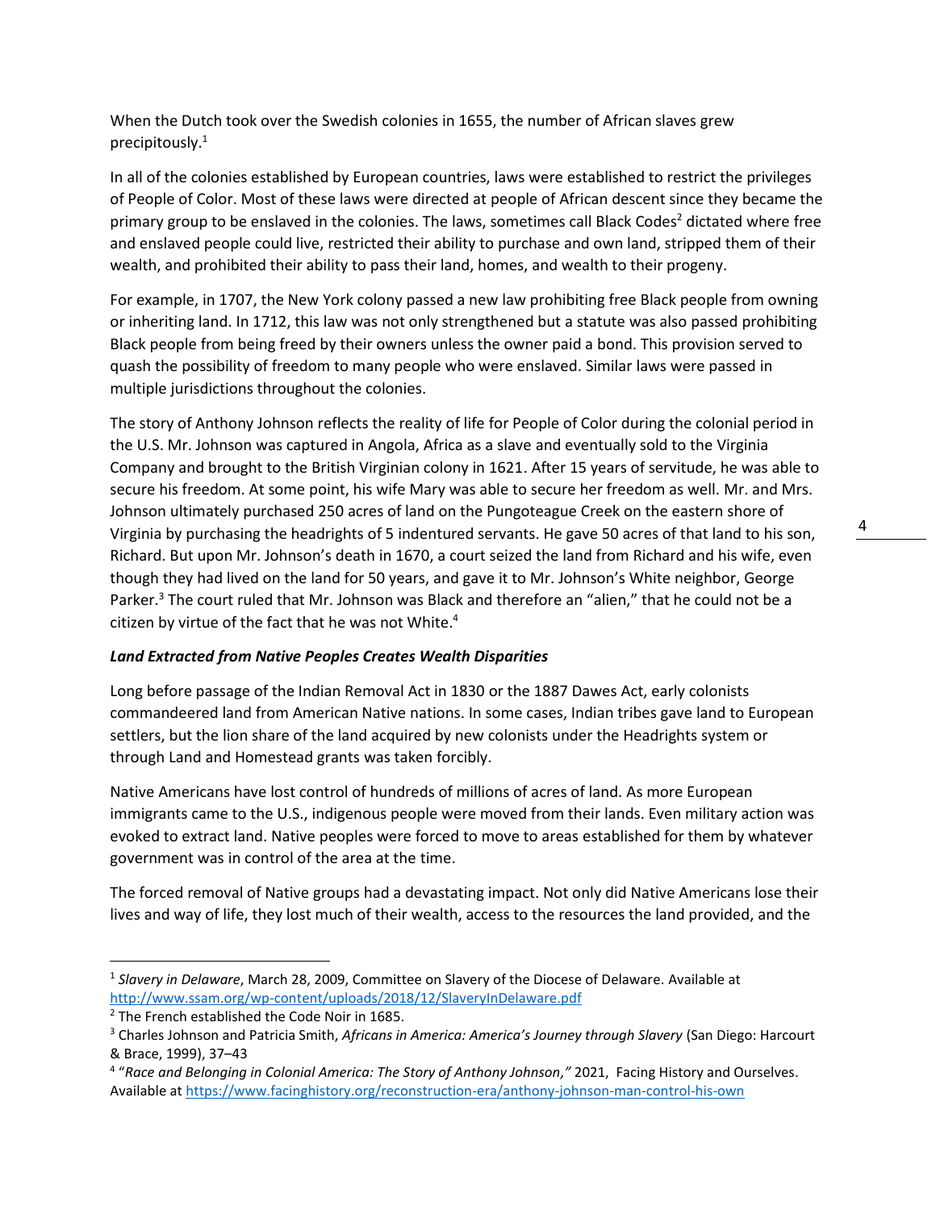When the Dutch took over the Swedish colonies in 1655, the number of African slaves grew precipitously.[1]

In all of the colonies established by European countries, laws were established to restrict the privileges of People of Color. Most of these laws were directed at people of African descent since they became the primary group to be enslaved in the colonies. The laws, sometimes call Black Codes[2] dictated where free and enslaved people could live, restricted their ability to purchase and own land, stripped them of their wealth, and prohibited their ability to pass their land, homes, and wealth to their progeny.

For example, in 1707, the New York colony passed a new law prohibiting free Black people from owning or inheriting land. In 1712, this law was not only strengthened but a statute was also passed prohibiting Black people from being freed by their owners unless the owner paid a bond. This provision served to quash the possibility of freedom to many people who were enslaved. Similar laws were passed in multiple jurisdictions throughout the colonies.

The story of Anthony Johnson reflects the reality of life for People of Color during the colonial period in the U.S. Mr. Johnson was captured in Angola, Africa as a slave and eventually sold to the Virginia Company and brought to the British Virginian colony in 1621. After 15 years of servitude, he was able to secure his freedom. At some point, his wife Mary was able to secure her freedom as well. Mr. and Mrs. Johnson ultimately purchased 250 acres of land on the Pungoteague Creek on the eastern shore of Virginia by purchasing the headrights of 5 indentured servants. He gave 50 acres of that land to his son, Richard. But upon Mr. Johnson's death in 1670, a court seized the land from Richard and his wife, even though they had lived on the land for 50 years, and gave it to Mr. Johnson's White neighbor, George Parker.[3] The court ruled that Mr. Johnson was Black and therefore an "alien," that he could not be a citizen by virtue of the fact that he was not White.[4]

***Land Extracted from Native Peoples Creates Wealth Disparities***

Long before passage of the Indian Removal Act in 1830 or the 1887 Dawes Act, early colonists commandeered land from American Native nations. In some cases, Indian tribes gave land to European settlers, but the lion share of the land acquired by new colonists under the Headrights system or through Land and Homestead grants was taken forcibly.

Native Americans have lost control of hundreds of millions of acres of land. As more European immigrants came to the U.S., indigenous people were moved from their lands. Even military action was evoked to extract land. Native peoples were forced to move to areas established for them by whatever government was in control of the area at the time.

The forced removal of Native groups had a devastating impact. Not only did Native Americans lose their lives and way of life, they lost much of their wealth, access to the resources the land provided, and the

---

[1] *Slavery in Delaware*, March 28, 2009, Committee on Slavery of the Diocese of Delaware. Available at http://www.ssam.org/wp-content/uploads/2018/12/SlaveryInDelaware.pdf

[2] The French established the Code Noir in 1685.

[3] Charles Johnson and Patricia Smith, *Africans in America: America's Journey through Slavery* (San Diego: Harcourt & Brace, 1999), 37–43

[4] "*Race and Belonging in Colonial America: The Story of Anthony Johnson,"* 2021, Facing History and Ourselves. Available at https://www.facinghistory.org/reconstruction-era/anthony-johnson-man-control-his-own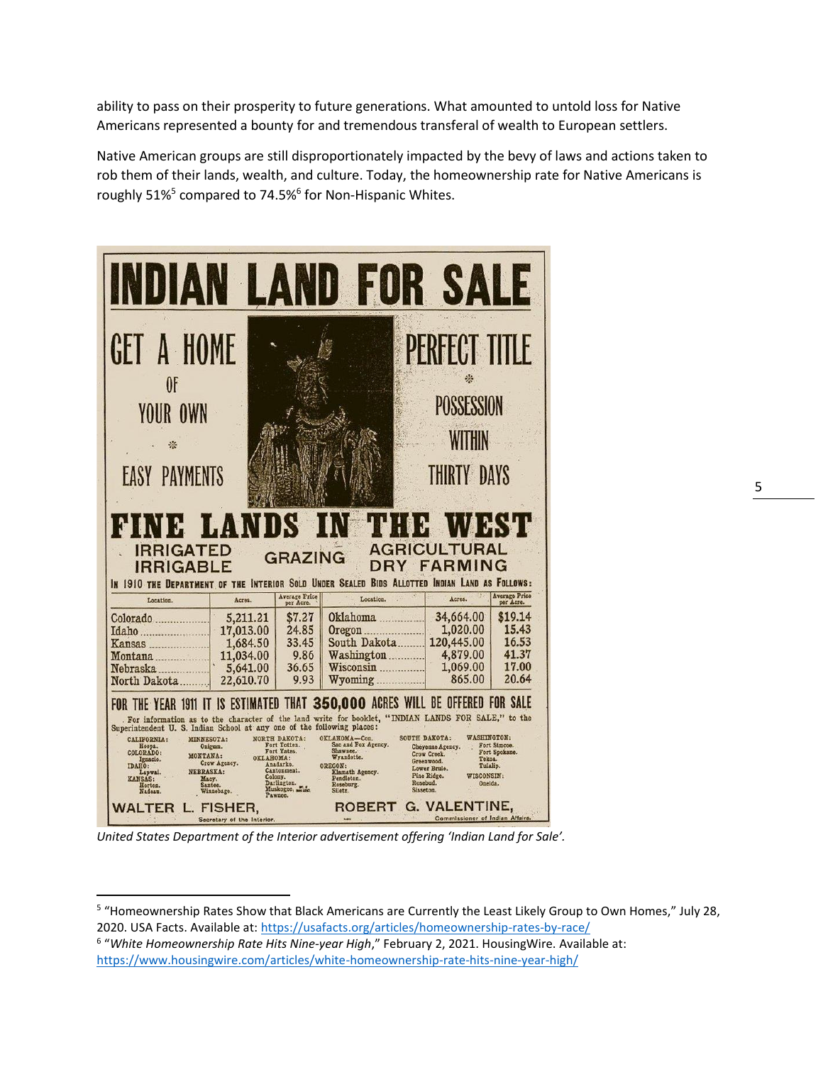ability to pass on their prosperity to future generations. What amounted to untold loss for Native Americans represented a bounty for and tremendous transferal of wealth to European settlers.

Native American groups are still disproportionately impacted by the bevy of laws and actions taken to rob them of their lands, wealth, and culture. Today, the homeownership rate for Native Americans is roughly 51%[5] compared to 74.5%[6] for Non-Hispanic Whites.

# INDIAN LAND FOR SALE

GET A HOME OF YOUR OWN

EASY PAYMENTS

PERFECT TITLE

POSSESSION WITHIN THIRTY DAYS

## FINE LANDS IN THE WEST

IRRIGATED IRRIGABLE — GRAZING — AGRICULTURAL DRY FARMING

IN 1910 THE DEPARTMENT OF THE INTERIOR SOLD UNDER SEALED BIDS ALLOTTED INDIAN LAND AS FOLLOWS:

| Location. | Acres. | Average Price per Acre. | Location. | Acres. | Average Price per Acre. |
|---|---|---|---|---|---|
| Colorado | 5,211.21 | $7.27 | Oklahoma | 34,664.00 | $19.14 |
| Idaho | 17,013.00 | 24.85 | Oregon | 1,020.00 | 15.43 |
| Kansas | 1,684.50 | 33.45 | South Dakota | 120,445.00 | 16.53 |
| Montana | 11,034.00 | 9.86 | Washington | 4,879.00 | 41.37 |
| Nebraska | 5,641.00 | 36.65 | Wisconsin | 1,069.00 | 17.00 |
| North Dakota | 22,610.70 | 9.93 | Wyoming | 865.00 | 20.64 |

FOR THE YEAR 1911 IT IS ESTIMATED THAT **350,000** ACRES WILL BE OFFERED FOR SALE

For information as to the character of the land write for booklet, "INDIAN LANDS FOR SALE," to the Superintendent U. S. Indian School at any one of the following places:

CALIFORNIA: Hoopa. COLORADO: Ignacio. IDAHO: Lapwai. KANSAS: Horton. Nadeau. MINNESOTA: Onigum. MONTANA: Crow Agency. NEBRASKA: Macy. Santee. Winnebago. NORTH DAKOTA: Fort Totten. Fort Yates. OKLAHOMA: Anadarko. Cantonment. Colony. Darlington. Muskogee. Pawnee. OKLAHOMA—Con. Sac and Fox Agency. Shawnee. Wyandotte. OREGON: Klamath Agency. Pendleton. Roseburg. Siletz. SOUTH DAKOTA: Cheyenne Agency. Crow Creek. Greenwood. Lower Brule. Pine Ridge. Rosebud. Sisseton. WASHINGTON: Fort Simcoe. Fort Spokane. Tekoa. Tulalip. WISCONSIN: Oneida.

WALTER L. FISHER, Secretary of the Interior. — ROBERT G. VALENTINE, Commissioner of Indian Affairs.

*United States Department of the Interior advertisement offering 'Indian Land for Sale'.*

[5] "Homeownership Rates Show that Black Americans are Currently the Least Likely Group to Own Homes," July 28, 2020. USA Facts. Available at: https://usafacts.org/articles/homeownership-rates-by-race/

[6] "*White Homeownership Rate Hits Nine-year High*," February 2, 2021. HousingWire. Available at: https://www.housingwire.com/articles/white-homeownership-rate-hits-nine-year-high/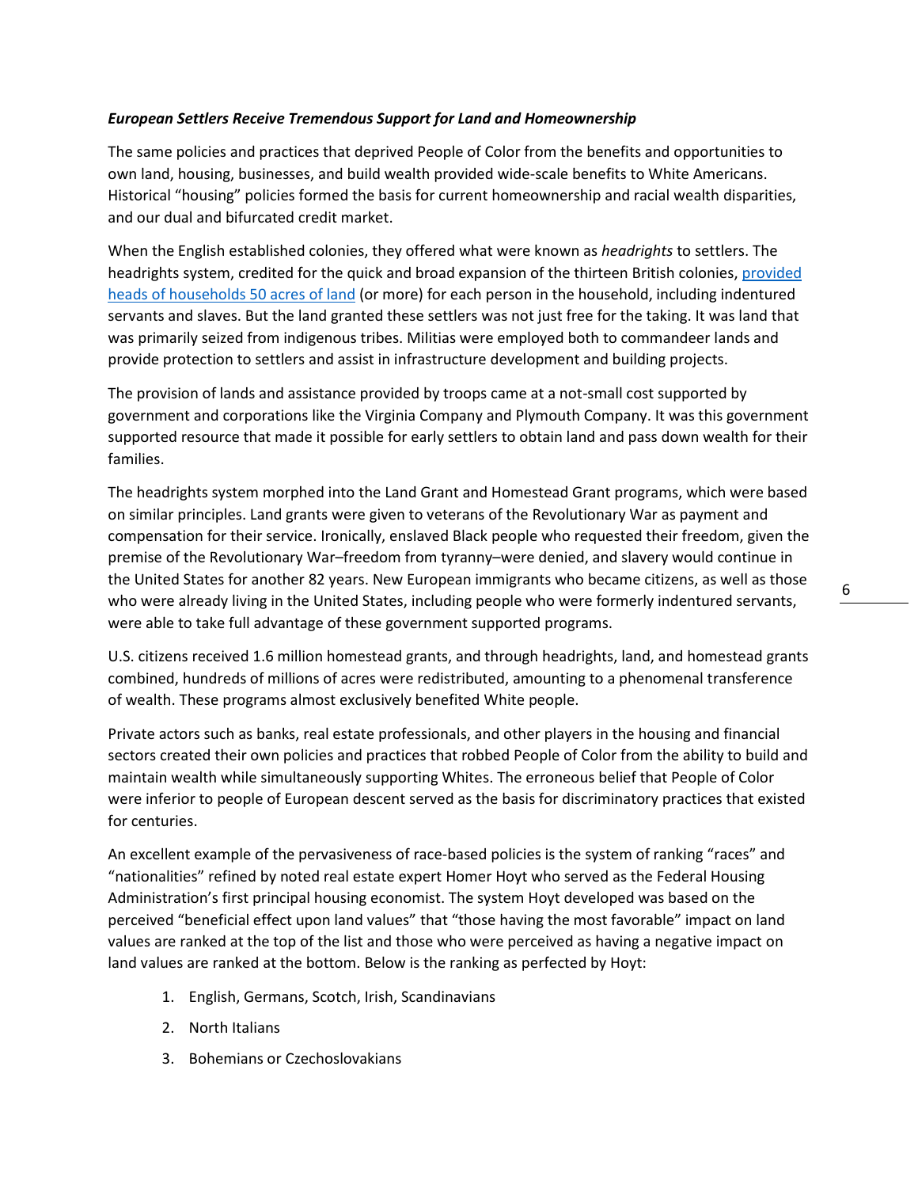***European Settlers Receive Tremendous Support for Land and Homeownership***

The same policies and practices that deprived People of Color from the benefits and opportunities to own land, housing, businesses, and build wealth provided wide-scale benefits to White Americans. Historical "housing" policies formed the basis for current homeownership and racial wealth disparities, and our dual and bifurcated credit market.

When the English established colonies, they offered what were known as *headrights* to settlers. The headrights system, credited for the quick and broad expansion of the thirteen British colonies, provided heads of households 50 acres of land (or more) for each person in the household, including indentured servants and slaves. But the land granted these settlers was not just free for the taking. It was land that was primarily seized from indigenous tribes. Militias were employed both to commandeer lands and provide protection to settlers and assist in infrastructure development and building projects.

The provision of lands and assistance provided by troops came at a not-small cost supported by government and corporations like the Virginia Company and Plymouth Company. It was this government supported resource that made it possible for early settlers to obtain land and pass down wealth for their families.

The headrights system morphed into the Land Grant and Homestead Grant programs, which were based on similar principles. Land grants were given to veterans of the Revolutionary War as payment and compensation for their service. Ironically, enslaved Black people who requested their freedom, given the premise of the Revolutionary War–freedom from tyranny–were denied, and slavery would continue in the United States for another 82 years. New European immigrants who became citizens, as well as those who were already living in the United States, including people who were formerly indentured servants, were able to take full advantage of these government supported programs.

U.S. citizens received 1.6 million homestead grants, and through headrights, land, and homestead grants combined, hundreds of millions of acres were redistributed, amounting to a phenomenal transference of wealth. These programs almost exclusively benefited White people.

Private actors such as banks, real estate professionals, and other players in the housing and financial sectors created their own policies and practices that robbed People of Color from the ability to build and maintain wealth while simultaneously supporting Whites. The erroneous belief that People of Color were inferior to people of European descent served as the basis for discriminatory practices that existed for centuries.

An excellent example of the pervasiveness of race-based policies is the system of ranking "races" and "nationalities" refined by noted real estate expert Homer Hoyt who served as the Federal Housing Administration's first principal housing economist. The system Hoyt developed was based on the perceived "beneficial effect upon land values" that "those having the most favorable" impact on land values are ranked at the top of the list and those who were perceived as having a negative impact on land values are ranked at the bottom. Below is the ranking as perfected by Hoyt:

1. English, Germans, Scotch, Irish, Scandinavians
2. North Italians
3. Bohemians or Czechoslovakians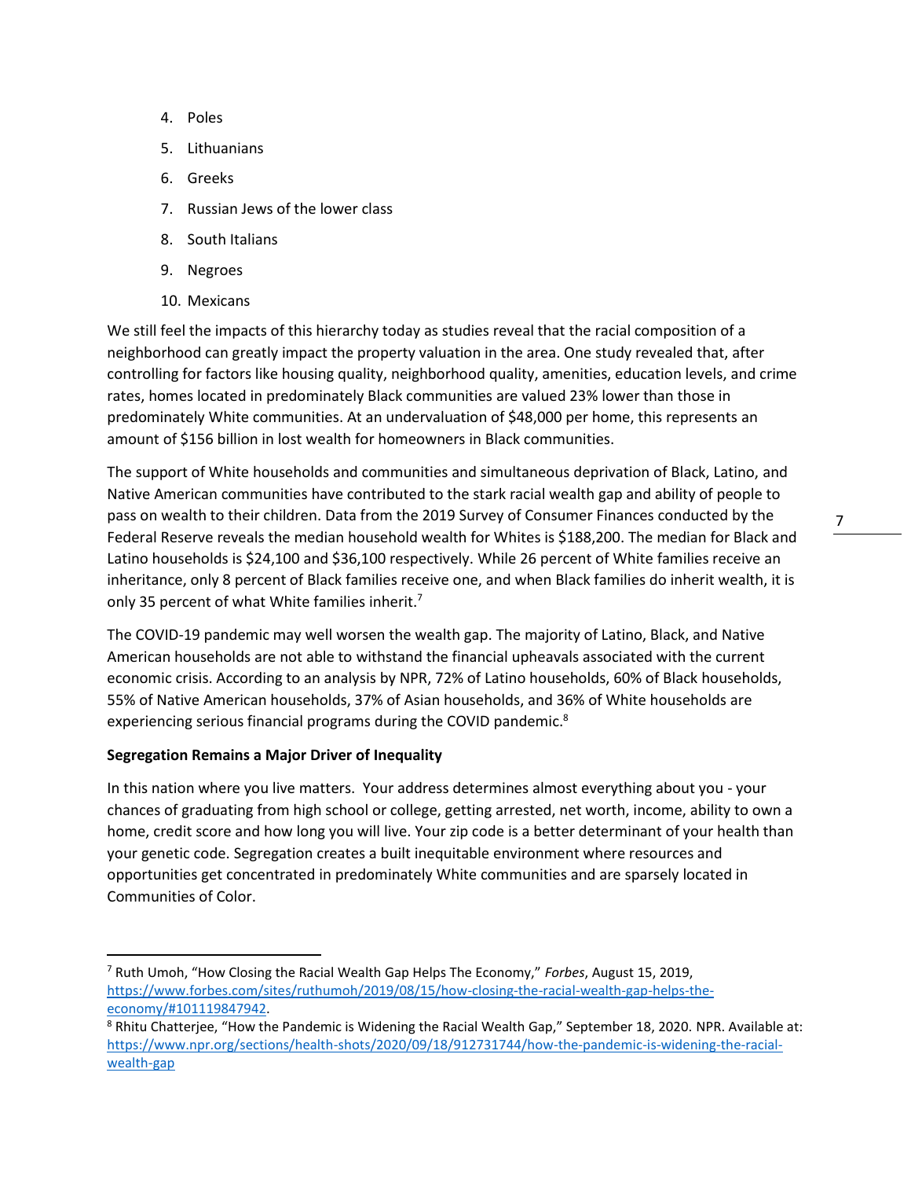4. Poles
5. Lithuanians
6. Greeks
7. Russian Jews of the lower class
8. South Italians
9. Negroes
10. Mexicans

We still feel the impacts of this hierarchy today as studies reveal that the racial composition of a neighborhood can greatly impact the property valuation in the area. One study revealed that, after controlling for factors like housing quality, neighborhood quality, amenities, education levels, and crime rates, homes located in predominately Black communities are valued 23% lower than those in predominately White communities. At an undervaluation of $48,000 per home, this represents an amount of $156 billion in lost wealth for homeowners in Black communities.

The support of White households and communities and simultaneous deprivation of Black, Latino, and Native American communities have contributed to the stark racial wealth gap and ability of people to pass on wealth to their children. Data from the 2019 Survey of Consumer Finances conducted by the Federal Reserve reveals the median household wealth for Whites is $188,200. The median for Black and Latino households is $24,100 and $36,100 respectively. While 26 percent of White families receive an inheritance, only 8 percent of Black families receive one, and when Black families do inherit wealth, it is only 35 percent of what White families inherit.[7]

The COVID-19 pandemic may well worsen the wealth gap. The majority of Latino, Black, and Native American households are not able to withstand the financial upheavals associated with the current economic crisis. According to an analysis by NPR, 72% of Latino households, 60% of Black households, 55% of Native American households, 37% of Asian households, and 36% of White households are experiencing serious financial programs during the COVID pandemic.[8]

**Segregation Remains a Major Driver of Inequality**

In this nation where you live matters. Your address determines almost everything about you - your chances of graduating from high school or college, getting arrested, net worth, income, ability to own a home, credit score and how long you will live. Your zip code is a better determinant of your health than your genetic code. Segregation creates a built inequitable environment where resources and opportunities get concentrated in predominately White communities and are sparsely located in Communities of Color.

---

[7] Ruth Umoh, "How Closing the Racial Wealth Gap Helps The Economy," *Forbes*, August 15, 2019, https://www.forbes.com/sites/ruthumoh/2019/08/15/how-closing-the-racial-wealth-gap-helps-the-economy/#101119847942.

[8] Rhitu Chatterjee, "How the Pandemic is Widening the Racial Wealth Gap," September 18, 2020. NPR. Available at: https://www.npr.org/sections/health-shots/2020/09/18/912731744/how-the-pandemic-is-widening-the-racial-wealth-gap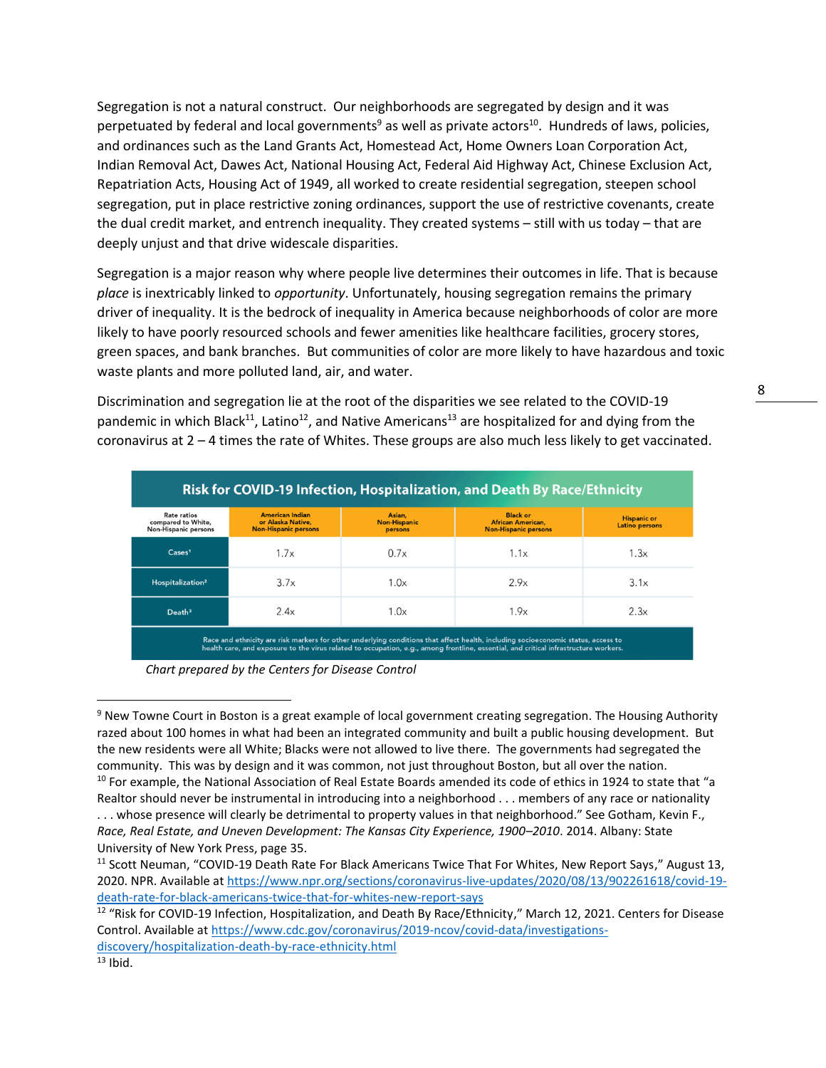Segregation is not a natural construct. Our neighborhoods are segregated by design and it was perpetuated by federal and local governments[9] as well as private actors[10]. Hundreds of laws, policies, and ordinances such as the Land Grants Act, Homestead Act, Home Owners Loan Corporation Act, Indian Removal Act, Dawes Act, National Housing Act, Federal Aid Highway Act, Chinese Exclusion Act, Repatriation Acts, Housing Act of 1949, all worked to create residential segregation, steepen school segregation, put in place restrictive zoning ordinances, support the use of restrictive covenants, create the dual credit market, and entrench inequality. They created systems – still with us today – that are deeply unjust and that drive widescale disparities.

Segregation is a major reason why where people live determines their outcomes in life. That is because *place* is inextricably linked to *opportunity*. Unfortunately, housing segregation remains the primary driver of inequality. It is the bedrock of inequality in America because neighborhoods of color are more likely to have poorly resourced schools and fewer amenities like healthcare facilities, grocery stores, green spaces, and bank branches. But communities of color are more likely to have hazardous and toxic waste plants and more polluted land, air, and water.

Discrimination and segregation lie at the root of the disparities we see related to the COVID-19 pandemic in which Black[11], Latino[12], and Native Americans[13] are hospitalized for and dying from the coronavirus at 2 – 4 times the rate of Whites. These groups are also much less likely to get vaccinated.

**Risk for COVID-19 Infection, Hospitalization, and Death By Race/Ethnicity**

| Rate ratios compared to White, Non-Hispanic persons | American Indian or Alaska Native, Non-Hispanic persons | Asian, Non-Hispanic persons | Black or African American, Non-Hispanic persons | Hispanic or Latino persons |
|---|---|---|---|---|
| Cases[1] | 1.7x | 0.7x | 1.1x | 1.3x |
| Hospitalization[2] | 3.7x | 1.0x | 2.9x | 3.1x |
| Death[3] | 2.4x | 1.0x | 1.9x | 2.3x |

Race and ethnicity are risk markers for other underlying conditions that affect health, including socioeconomic status, access to health care, and exposure to the virus related to occupation, e.g., among frontline, essential, and critical infrastructure workers.

*Chart prepared by the Centers for Disease Control*

---

[9] New Towne Court in Boston is a great example of local government creating segregation. The Housing Authority razed about 100 homes in what had been an integrated community and built a public housing development. But the new residents were all White; Blacks were not allowed to live there. The governments had segregated the community. This was by design and it was common, not just throughout Boston, but all over the nation.

[10] For example, the National Association of Real Estate Boards amended its code of ethics in 1924 to state that "a Realtor should never be instrumental in introducing into a neighborhood . . . members of any race or nationality . . . whose presence will clearly be detrimental to property values in that neighborhood." See Gotham, Kevin F., *Race, Real Estate, and Uneven Development: The Kansas City Experience, 1900–2010*. 2014. Albany: State University of New York Press, page 35.

[11] Scott Neuman, "COVID-19 Death Rate For Black Americans Twice That For Whites, New Report Says," August 13, 2020. NPR. Available at https://www.npr.org/sections/coronavirus-live-updates/2020/08/13/902261618/covid-19-death-rate-for-black-americans-twice-that-for-whites-new-report-says

[12] "Risk for COVID-19 Infection, Hospitalization, and Death By Race/Ethnicity," March 12, 2021. Centers for Disease Control. Available at https://www.cdc.gov/coronavirus/2019-ncov/covid-data/investigations-discovery/hospitalization-death-by-race-ethnicity.html

[13] Ibid.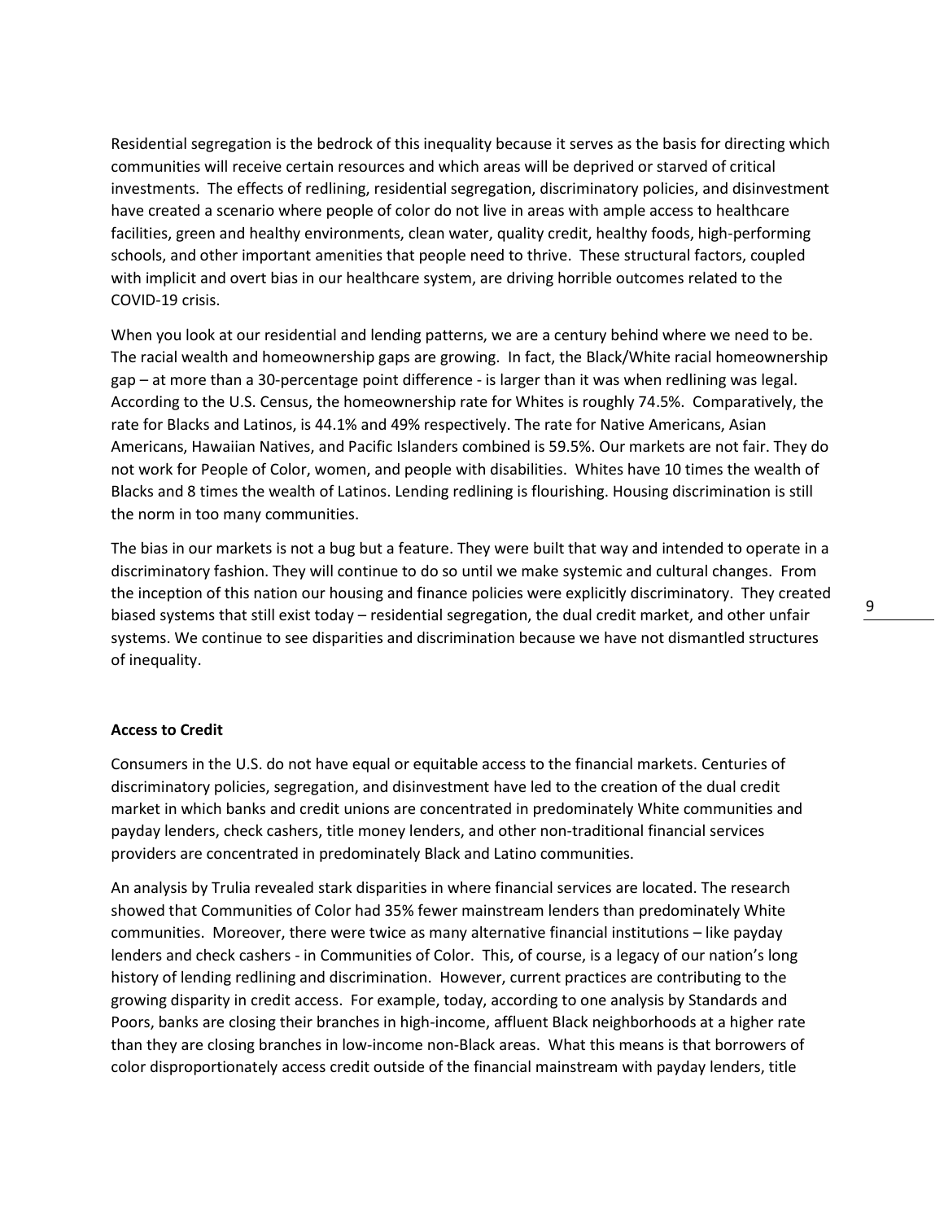Residential segregation is the bedrock of this inequality because it serves as the basis for directing which communities will receive certain resources and which areas will be deprived or starved of critical investments. The effects of redlining, residential segregation, discriminatory policies, and disinvestment have created a scenario where people of color do not live in areas with ample access to healthcare facilities, green and healthy environments, clean water, quality credit, healthy foods, high-performing schools, and other important amenities that people need to thrive. These structural factors, coupled with implicit and overt bias in our healthcare system, are driving horrible outcomes related to the COVID-19 crisis.

When you look at our residential and lending patterns, we are a century behind where we need to be. The racial wealth and homeownership gaps are growing. In fact, the Black/White racial homeownership gap – at more than a 30-percentage point difference - is larger than it was when redlining was legal. According to the U.S. Census, the homeownership rate for Whites is roughly 74.5%. Comparatively, the rate for Blacks and Latinos, is 44.1% and 49% respectively. The rate for Native Americans, Asian Americans, Hawaiian Natives, and Pacific Islanders combined is 59.5%. Our markets are not fair. They do not work for People of Color, women, and people with disabilities. Whites have 10 times the wealth of Blacks and 8 times the wealth of Latinos. Lending redlining is flourishing. Housing discrimination is still the norm in too many communities.

The bias in our markets is not a bug but a feature. They were built that way and intended to operate in a discriminatory fashion. They will continue to do so until we make systemic and cultural changes. From the inception of this nation our housing and finance policies were explicitly discriminatory. They created biased systems that still exist today – residential segregation, the dual credit market, and other unfair systems. We continue to see disparities and discrimination because we have not dismantled structures of inequality.

**Access to Credit**

Consumers in the U.S. do not have equal or equitable access to the financial markets. Centuries of discriminatory policies, segregation, and disinvestment have led to the creation of the dual credit market in which banks and credit unions are concentrated in predominately White communities and payday lenders, check cashers, title money lenders, and other non-traditional financial services providers are concentrated in predominately Black and Latino communities.

An analysis by Trulia revealed stark disparities in where financial services are located. The research showed that Communities of Color had 35% fewer mainstream lenders than predominately White communities. Moreover, there were twice as many alternative financial institutions – like payday lenders and check cashers - in Communities of Color. This, of course, is a legacy of our nation's long history of lending redlining and discrimination. However, current practices are contributing to the growing disparity in credit access. For example, today, according to one analysis by Standards and Poors, banks are closing their branches in high-income, affluent Black neighborhoods at a higher rate than they are closing branches in low-income non-Black areas. What this means is that borrowers of color disproportionately access credit outside of the financial mainstream with payday lenders, title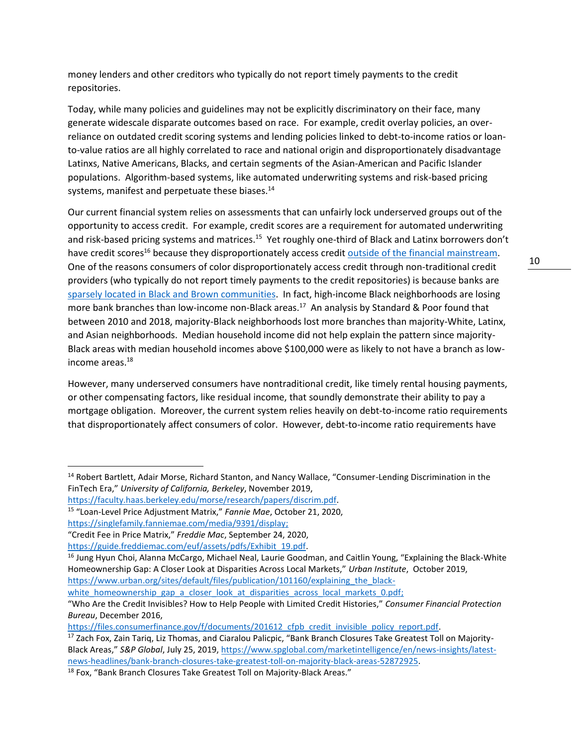money lenders and other creditors who typically do not report timely payments to the credit repositories.

Today, while many policies and guidelines may not be explicitly discriminatory on their face, many generate widescale disparate outcomes based on race. For example, credit overlay policies, an over-reliance on outdated credit scoring systems and lending policies linked to debt-to-income ratios or loan-to-value ratios are all highly correlated to race and national origin and disproportionately disadvantage Latinxs, Native Americans, Blacks, and certain segments of the Asian-American and Pacific Islander populations. Algorithm-based systems, like automated underwriting systems and risk-based pricing systems, manifest and perpetuate these biases.[14]

Our current financial system relies on assessments that can unfairly lock underserved groups out of the opportunity to access credit. For example, credit scores are a requirement for automated underwriting and risk-based pricing systems and matrices.[15] Yet roughly one-third of Black and Latinx borrowers don't have credit scores[16] because they disproportionately access credit outside of the financial mainstream. One of the reasons consumers of color disproportionately access credit through non-traditional credit providers (who typically do not report timely payments to the credit repositories) is because banks are sparsely located in Black and Brown communities. In fact, high-income Black neighborhoods are losing more bank branches than low-income non-Black areas.[17] An analysis by Standard & Poor found that between 2010 and 2018, majority-Black neighborhoods lost more branches than majority-White, Latinx, and Asian neighborhoods. Median household income did not help explain the pattern since majority-Black areas with median household incomes above $100,000 were as likely to not have a branch as low-income areas.[18]

However, many underserved consumers have nontraditional credit, like timely rental housing payments, or other compensating factors, like residual income, that soundly demonstrate their ability to pay a mortgage obligation. Moreover, the current system relies heavily on debt-to-income ratio requirements that disproportionately affect consumers of color. However, debt-to-income ratio requirements have

---

[14] Robert Bartlett, Adair Morse, Richard Stanton, and Nancy Wallace, "Consumer-Lending Discrimination in the FinTech Era," *University of California, Berkeley*, November 2019, https://faculty.haas.berkeley.edu/morse/research/papers/discrim.pdf.

[15] "Loan-Level Price Adjustment Matrix," *Fannie Mae*, October 21, 2020, https://singlefamily.fanniemae.com/media/9391/display;
"Credit Fee in Price Matrix," *Freddie Mac*, September 24, 2020, https://guide.freddiemac.com/euf/assets/pdfs/Exhibit_19.pdf.

[16] Jung Hyun Choi, Alanna McCargo, Michael Neal, Laurie Goodman, and Caitlin Young, "Explaining the Black-White Homeownership Gap: A Closer Look at Disparities Across Local Markets," *Urban Institute*, October 2019, https://www.urban.org/sites/default/files/publication/101160/explaining_the_black-white_homeownership_gap_a_closer_look_at_disparities_across_local_markets_0.pdf;
"Who Are the Credit Invisibles? How to Help People with Limited Credit Histories," *Consumer Financial Protection Bureau*, December 2016, https://files.consumerfinance.gov/f/documents/201612_cfpb_credit_invisible_policy_report.pdf.

[17] Zach Fox, Zain Tariq, Liz Thomas, and Ciaralou Palicpic, "Bank Branch Closures Take Greatest Toll on Majority-Black Areas," *S&P Global*, July 25, 2019, https://www.spglobal.com/marketintelligence/en/news-insights/latest-news-headlines/bank-branch-closures-take-greatest-toll-on-majority-black-areas-52872925.

[18] Fox, "Bank Branch Closures Take Greatest Toll on Majority-Black Areas."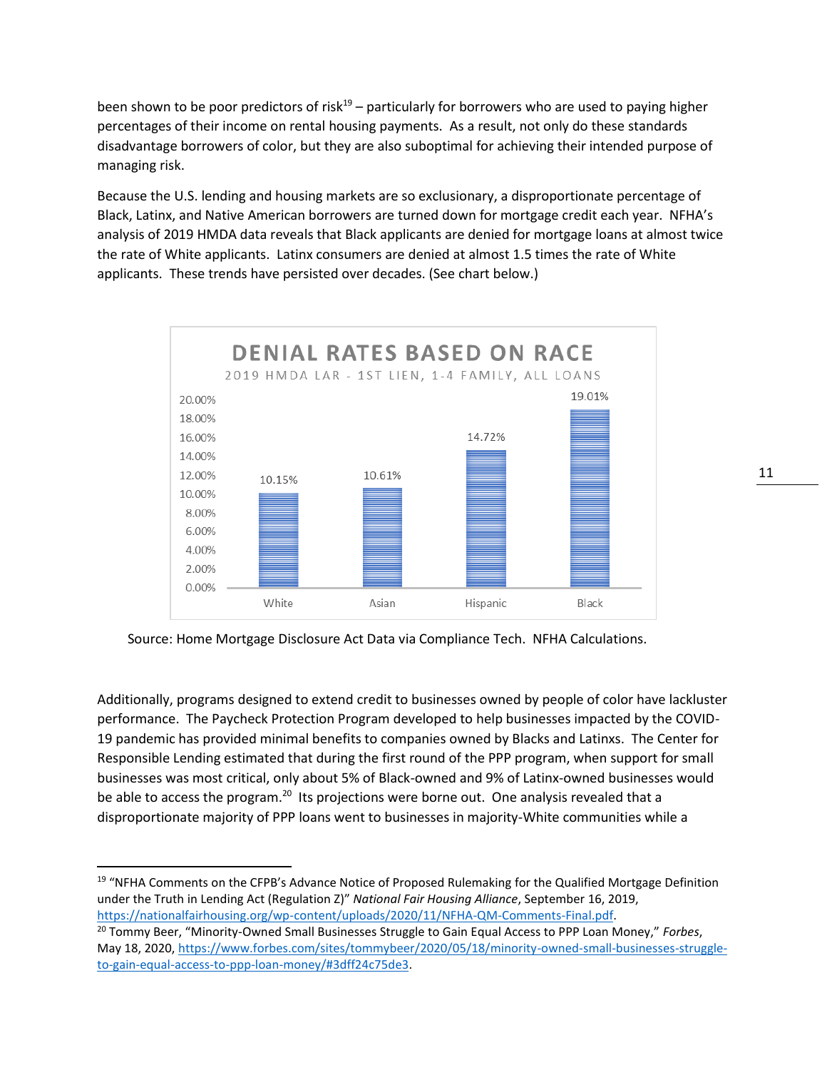been shown to be poor predictors of risk[19] – particularly for borrowers who are used to paying higher percentages of their income on rental housing payments. As a result, not only do these standards disadvantage borrowers of color, but they are also suboptimal for achieving their intended purpose of managing risk.

Because the U.S. lending and housing markets are so exclusionary, a disproportionate percentage of Black, Latinx, and Native American borrowers are turned down for mortgage credit each year. NFHA's analysis of 2019 HMDA data reveals that Black applicants are denied for mortgage loans at almost twice the rate of White applicants. Latinx consumers are denied at almost 1.5 times the rate of White applicants. These trends have persisted over decades. (See chart below.)

**DENIAL RATES BASED ON RACE**

2019 HMDA LAR - 1ST LIEN, 1-4 FAMILY, ALL LOANS

| Race | Denial Rate |
|---|---|
| White | 10.15% |
| Asian | 10.61% |
| Hispanic | 14.72% |
| Black | 19.01% |

Source: Home Mortgage Disclosure Act Data via Compliance Tech. NFHA Calculations.

Additionally, programs designed to extend credit to businesses owned by people of color have lackluster performance. The Paycheck Protection Program developed to help businesses impacted by the COVID-19 pandemic has provided minimal benefits to companies owned by Blacks and Latinxs. The Center for Responsible Lending estimated that during the first round of the PPP program, when support for small businesses was most critical, only about 5% of Black-owned and 9% of Latinx-owned businesses would be able to access the program.[20] Its projections were borne out. One analysis revealed that a disproportionate majority of PPP loans went to businesses in majority-White communities while a

---

[19] "NFHA Comments on the CFPB's Advance Notice of Proposed Rulemaking for the Qualified Mortgage Definition under the Truth in Lending Act (Regulation Z)" *National Fair Housing Alliance*, September 16, 2019, https://nationalfairhousing.org/wp-content/uploads/2020/11/NFHA-QM-Comments-Final.pdf.

[20] Tommy Beer, "Minority-Owned Small Businesses Struggle to Gain Equal Access to PPP Loan Money," *Forbes*, May 18, 2020, https://www.forbes.com/sites/tommybeer/2020/05/18/minority-owned-small-businesses-struggle-to-gain-equal-access-to-ppp-loan-money/#3dff24c75de3.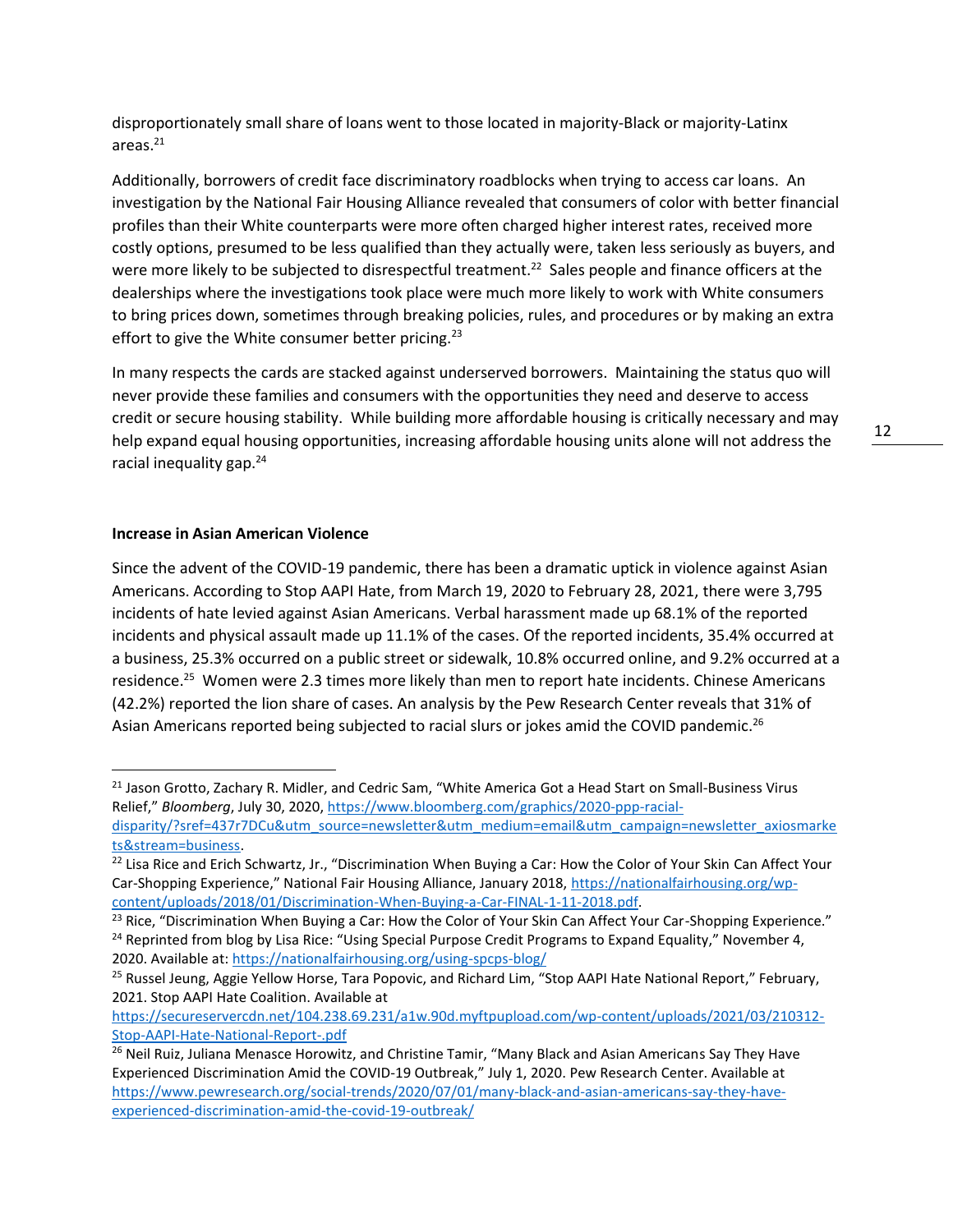disproportionately small share of loans went to those located in majority-Black or majority-Latinx areas.[21]

Additionally, borrowers of credit face discriminatory roadblocks when trying to access car loans. An investigation by the National Fair Housing Alliance revealed that consumers of color with better financial profiles than their White counterparts were more often charged higher interest rates, received more costly options, presumed to be less qualified than they actually were, taken less seriously as buyers, and were more likely to be subjected to disrespectful treatment.[22] Sales people and finance officers at the dealerships where the investigations took place were much more likely to work with White consumers to bring prices down, sometimes through breaking policies, rules, and procedures or by making an extra effort to give the White consumer better pricing.[23]

In many respects the cards are stacked against underserved borrowers. Maintaining the status quo will never provide these families and consumers with the opportunities they need and deserve to access credit or secure housing stability. While building more affordable housing is critically necessary and may help expand equal housing opportunities, increasing affordable housing units alone will not address the racial inequality gap.[24]

**Increase in Asian American Violence**

Since the advent of the COVID-19 pandemic, there has been a dramatic uptick in violence against Asian Americans. According to Stop AAPI Hate, from March 19, 2020 to February 28, 2021, there were 3,795 incidents of hate levied against Asian Americans. Verbal harassment made up 68.1% of the reported incidents and physical assault made up 11.1% of the cases. Of the reported incidents, 35.4% occurred at a business, 25.3% occurred on a public street or sidewalk, 10.8% occurred online, and 9.2% occurred at a residence.[25] Women were 2.3 times more likely than men to report hate incidents. Chinese Americans (42.2%) reported the lion share of cases. An analysis by the Pew Research Center reveals that 31% of Asian Americans reported being subjected to racial slurs or jokes amid the COVID pandemic.[26]

---

[21] Jason Grotto, Zachary R. Midler, and Cedric Sam, "White America Got a Head Start on Small-Business Virus Relief," *Bloomberg*, July 30, 2020, https://www.bloomberg.com/graphics/2020-ppp-racial-disparity/?sref=437r7DCu&utm_source=newsletter&utm_medium=email&utm_campaign=newsletter_axiosmarkets&stream=business.

[22] Lisa Rice and Erich Schwartz, Jr., "Discrimination When Buying a Car: How the Color of Your Skin Can Affect Your Car-Shopping Experience," National Fair Housing Alliance, January 2018, https://nationalfairhousing.org/wp-content/uploads/2018/01/Discrimination-When-Buying-a-Car-FINAL-1-11-2018.pdf.

[23] Rice, "Discrimination When Buying a Car: How the Color of Your Skin Can Affect Your Car-Shopping Experience."

[24] Reprinted from blog by Lisa Rice: "Using Special Purpose Credit Programs to Expand Equality," November 4, 2020. Available at: https://nationalfairhousing.org/using-spcps-blog/

[25] Russel Jeung, Aggie Yellow Horse, Tara Popovic, and Richard Lim, "Stop AAPI Hate National Report," February, 2021. Stop AAPI Hate Coalition. Available at https://secureservercdn.net/104.238.69.231/a1w.90d.myftpupload.com/wp-content/uploads/2021/03/210312-Stop-AAPI-Hate-National-Report-.pdf

[26] Neil Ruiz, Juliana Menasce Horowitz, and Christine Tamir, "Many Black and Asian Americans Say They Have Experienced Discrimination Amid the COVID-19 Outbreak," July 1, 2020. Pew Research Center. Available at https://www.pewresearch.org/social-trends/2020/07/01/many-black-and-asian-americans-say-they-have-experienced-discrimination-amid-the-covid-19-outbreak/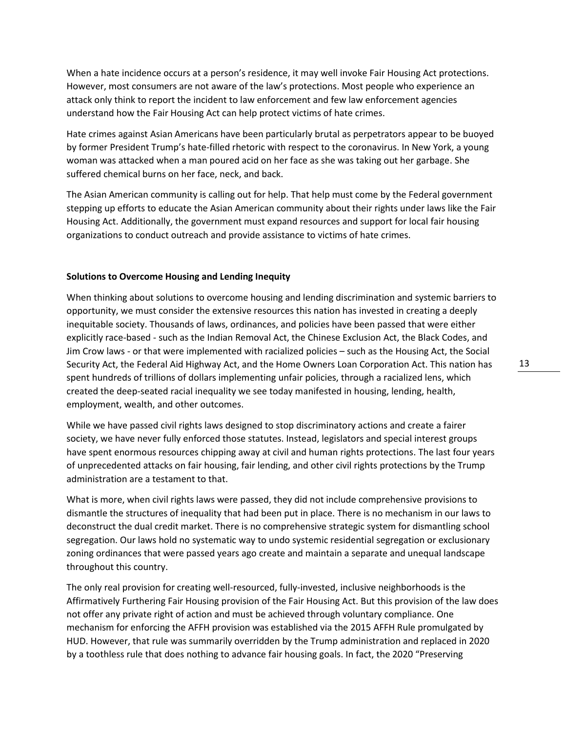When a hate incidence occurs at a person's residence, it may well invoke Fair Housing Act protections. However, most consumers are not aware of the law's protections. Most people who experience an attack only think to report the incident to law enforcement and few law enforcement agencies understand how the Fair Housing Act can help protect victims of hate crimes.

Hate crimes against Asian Americans have been particularly brutal as perpetrators appear to be buoyed by former President Trump's hate-filled rhetoric with respect to the coronavirus. In New York, a young woman was attacked when a man poured acid on her face as she was taking out her garbage. She suffered chemical burns on her face, neck, and back.

The Asian American community is calling out for help. That help must come by the Federal government stepping up efforts to educate the Asian American community about their rights under laws like the Fair Housing Act. Additionally, the government must expand resources and support for local fair housing organizations to conduct outreach and provide assistance to victims of hate crimes.

**Solutions to Overcome Housing and Lending Inequity**

When thinking about solutions to overcome housing and lending discrimination and systemic barriers to opportunity, we must consider the extensive resources this nation has invested in creating a deeply inequitable society. Thousands of laws, ordinances, and policies have been passed that were either explicitly race-based - such as the Indian Removal Act, the Chinese Exclusion Act, the Black Codes, and Jim Crow laws - or that were implemented with racialized policies – such as the Housing Act, the Social Security Act, the Federal Aid Highway Act, and the Home Owners Loan Corporation Act. This nation has spent hundreds of trillions of dollars implementing unfair policies, through a racialized lens, which created the deep-seated racial inequality we see today manifested in housing, lending, health, employment, wealth, and other outcomes.

While we have passed civil rights laws designed to stop discriminatory actions and create a fairer society, we have never fully enforced those statutes. Instead, legislators and special interest groups have spent enormous resources chipping away at civil and human rights protections. The last four years of unprecedented attacks on fair housing, fair lending, and other civil rights protections by the Trump administration are a testament to that.

What is more, when civil rights laws were passed, they did not include comprehensive provisions to dismantle the structures of inequality that had been put in place. There is no mechanism in our laws to deconstruct the dual credit market. There is no comprehensive strategic system for dismantling school segregation. Our laws hold no systematic way to undo systemic residential segregation or exclusionary zoning ordinances that were passed years ago create and maintain a separate and unequal landscape throughout this country.

The only real provision for creating well-resourced, fully-invested, inclusive neighborhoods is the Affirmatively Furthering Fair Housing provision of the Fair Housing Act. But this provision of the law does not offer any private right of action and must be achieved through voluntary compliance. One mechanism for enforcing the AFFH provision was established via the 2015 AFFH Rule promulgated by HUD. However, that rule was summarily overridden by the Trump administration and replaced in 2020 by a toothless rule that does nothing to advance fair housing goals. In fact, the 2020 "Preserving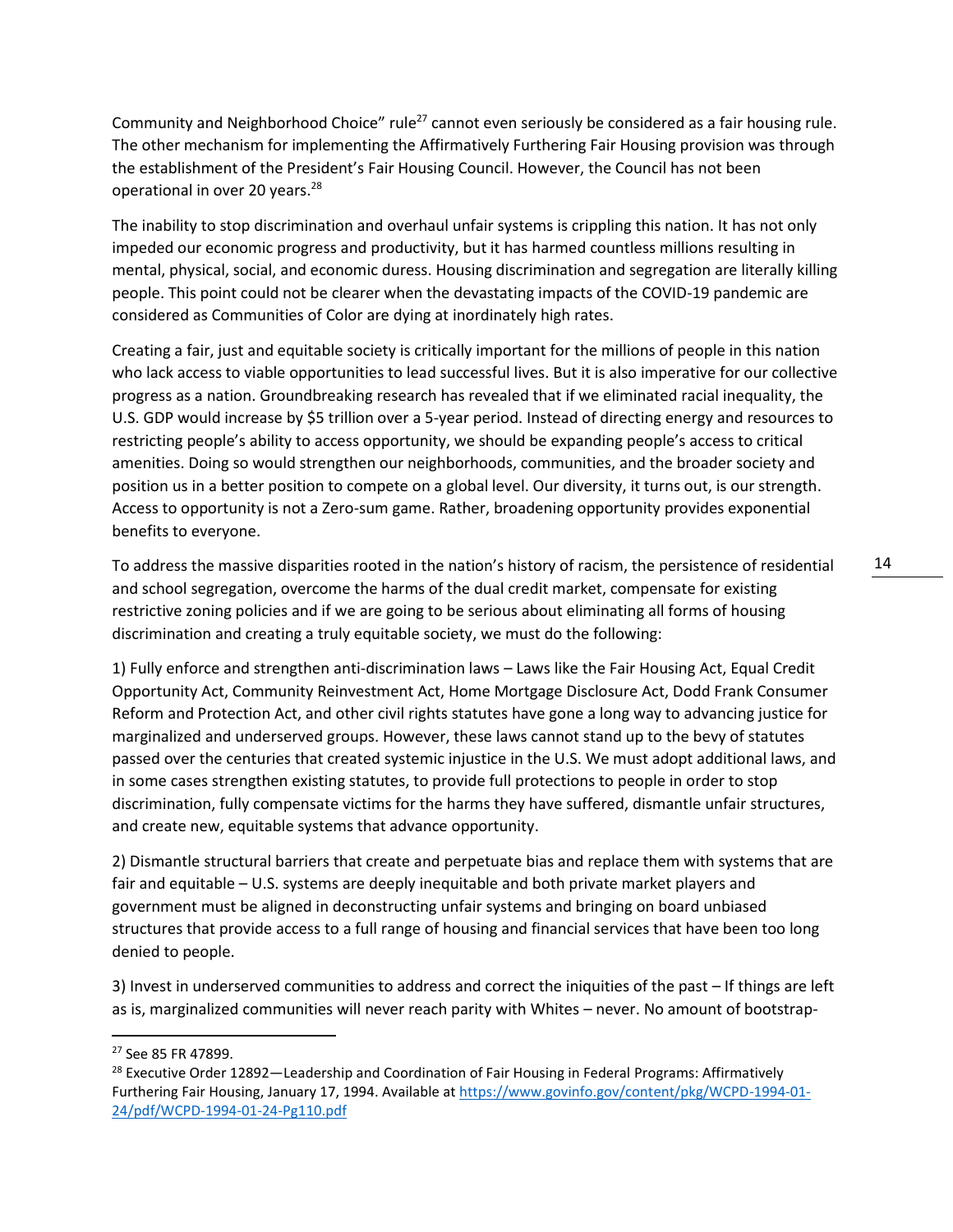Community and Neighborhood Choice" rule[27] cannot even seriously be considered as a fair housing rule. The other mechanism for implementing the Affirmatively Furthering Fair Housing provision was through the establishment of the President's Fair Housing Council. However, the Council has not been operational in over 20 years.[28]

The inability to stop discrimination and overhaul unfair systems is crippling this nation. It has not only impeded our economic progress and productivity, but it has harmed countless millions resulting in mental, physical, social, and economic duress. Housing discrimination and segregation are literally killing people. This point could not be clearer when the devastating impacts of the COVID-19 pandemic are considered as Communities of Color are dying at inordinately high rates.

Creating a fair, just and equitable society is critically important for the millions of people in this nation who lack access to viable opportunities to lead successful lives. But it is also imperative for our collective progress as a nation. Groundbreaking research has revealed that if we eliminated racial inequality, the U.S. GDP would increase by $5 trillion over a 5-year period. Instead of directing energy and resources to restricting people's ability to access opportunity, we should be expanding people's access to critical amenities. Doing so would strengthen our neighborhoods, communities, and the broader society and position us in a better position to compete on a global level. Our diversity, it turns out, is our strength. Access to opportunity is not a Zero-sum game. Rather, broadening opportunity provides exponential benefits to everyone.

To address the massive disparities rooted in the nation's history of racism, the persistence of residential and school segregation, overcome the harms of the dual credit market, compensate for existing restrictive zoning policies and if we are going to be serious about eliminating all forms of housing discrimination and creating a truly equitable society, we must do the following:

1) Fully enforce and strengthen anti-discrimination laws – Laws like the Fair Housing Act, Equal Credit Opportunity Act, Community Reinvestment Act, Home Mortgage Disclosure Act, Dodd Frank Consumer Reform and Protection Act, and other civil rights statutes have gone a long way to advancing justice for marginalized and underserved groups. However, these laws cannot stand up to the bevy of statutes passed over the centuries that created systemic injustice in the U.S. We must adopt additional laws, and in some cases strengthen existing statutes, to provide full protections to people in order to stop discrimination, fully compensate victims for the harms they have suffered, dismantle unfair structures, and create new, equitable systems that advance opportunity.

2) Dismantle structural barriers that create and perpetuate bias and replace them with systems that are fair and equitable – U.S. systems are deeply inequitable and both private market players and government must be aligned in deconstructing unfair systems and bringing on board unbiased structures that provide access to a full range of housing and financial services that have been too long denied to people.

3) Invest in underserved communities to address and correct the iniquities of the past – If things are left as is, marginalized communities will never reach parity with Whites – never. No amount of bootstrap-

---

[27] See 85 FR 47899.

[28] Executive Order 12892—Leadership and Coordination of Fair Housing in Federal Programs: Affirmatively Furthering Fair Housing, January 17, 1994. Available at https://www.govinfo.gov/content/pkg/WCPD-1994-01-24/pdf/WCPD-1994-01-24-Pg110.pdf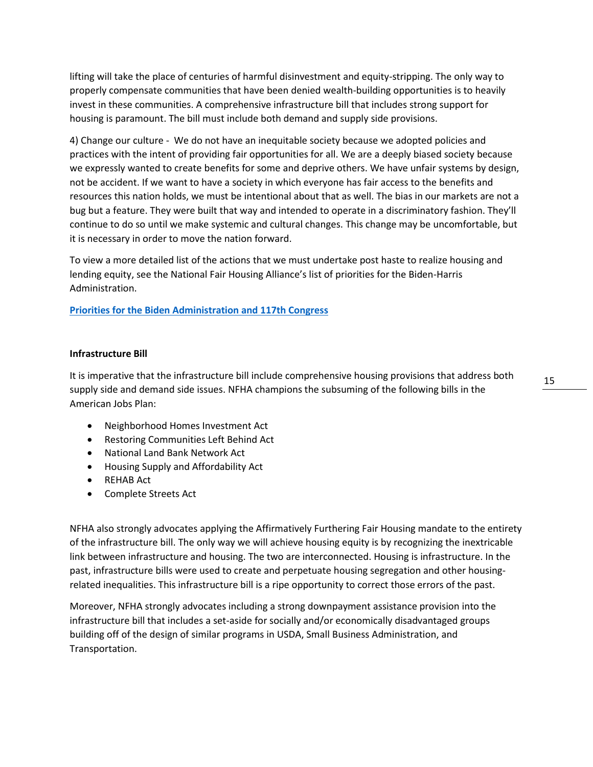lifting will take the place of centuries of harmful disinvestment and equity-stripping. The only way to properly compensate communities that have been denied wealth-building opportunities is to heavily invest in these communities. A comprehensive infrastructure bill that includes strong support for housing is paramount. The bill must include both demand and supply side provisions.

4) Change our culture - We do not have an inequitable society because we adopted policies and practices with the intent of providing fair opportunities for all. We are a deeply biased society because we expressly wanted to create benefits for some and deprive others. We have unfair systems by design, not be accident. If we want to have a society in which everyone has fair access to the benefits and resources this nation holds, we must be intentional about that as well. The bias in our markets are not a bug but a feature. They were built that way and intended to operate in a discriminatory fashion. They'll continue to do so until we make systemic and cultural changes. This change may be uncomfortable, but it is necessary in order to move the nation forward.

To view a more detailed list of the actions that we must undertake post haste to realize housing and lending equity, see the National Fair Housing Alliance's list of priorities for the Biden-Harris Administration.

**Priorities for the Biden Administration and 117th Congress**

**Infrastructure Bill**

It is imperative that the infrastructure bill include comprehensive housing provisions that address both supply side and demand side issues. NFHA champions the subsuming of the following bills in the American Jobs Plan:

- Neighborhood Homes Investment Act
- Restoring Communities Left Behind Act
- National Land Bank Network Act
- Housing Supply and Affordability Act
- REHAB Act
- Complete Streets Act

NFHA also strongly advocates applying the Affirmatively Furthering Fair Housing mandate to the entirety of the infrastructure bill. The only way we will achieve housing equity is by recognizing the inextricable link between infrastructure and housing. The two are interconnected. Housing is infrastructure. In the past, infrastructure bills were used to create and perpetuate housing segregation and other housing-related inequalities. This infrastructure bill is a ripe opportunity to correct those errors of the past.

Moreover, NFHA strongly advocates including a strong downpayment assistance provision into the infrastructure bill that includes a set-aside for socially and/or economically disadvantaged groups building off of the design of similar programs in USDA, Small Business Administration, and Transportation.